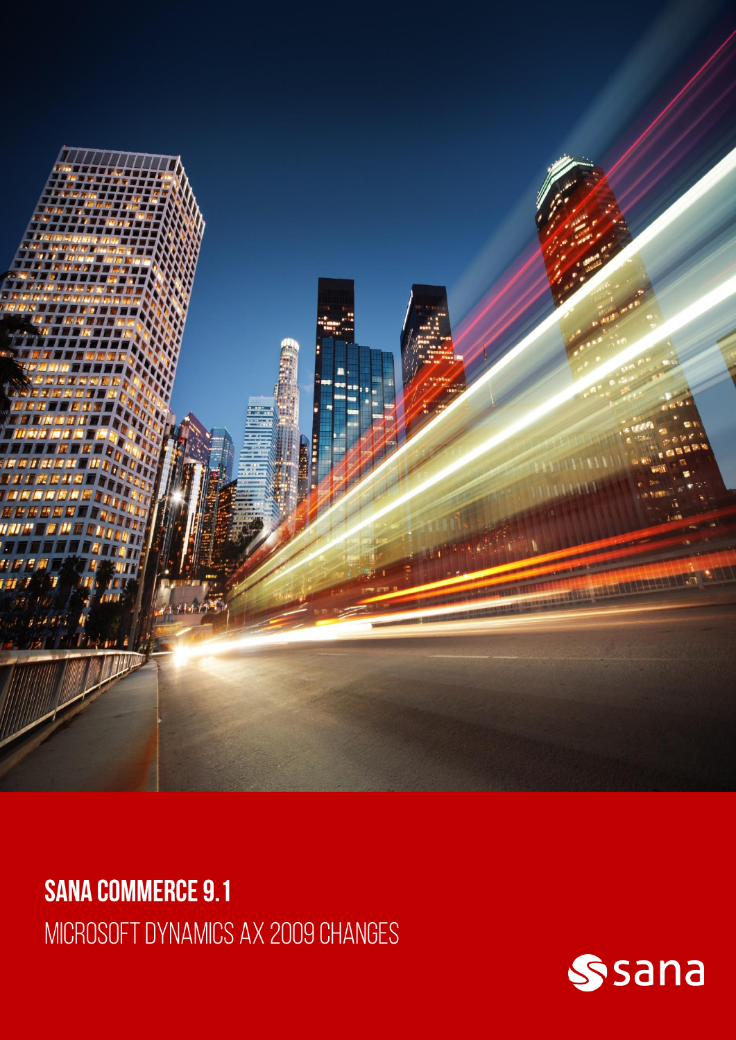# SANA COMMERCE 9.1

MICROSOFT DYNAMICS AX 2009 CHANGES

sana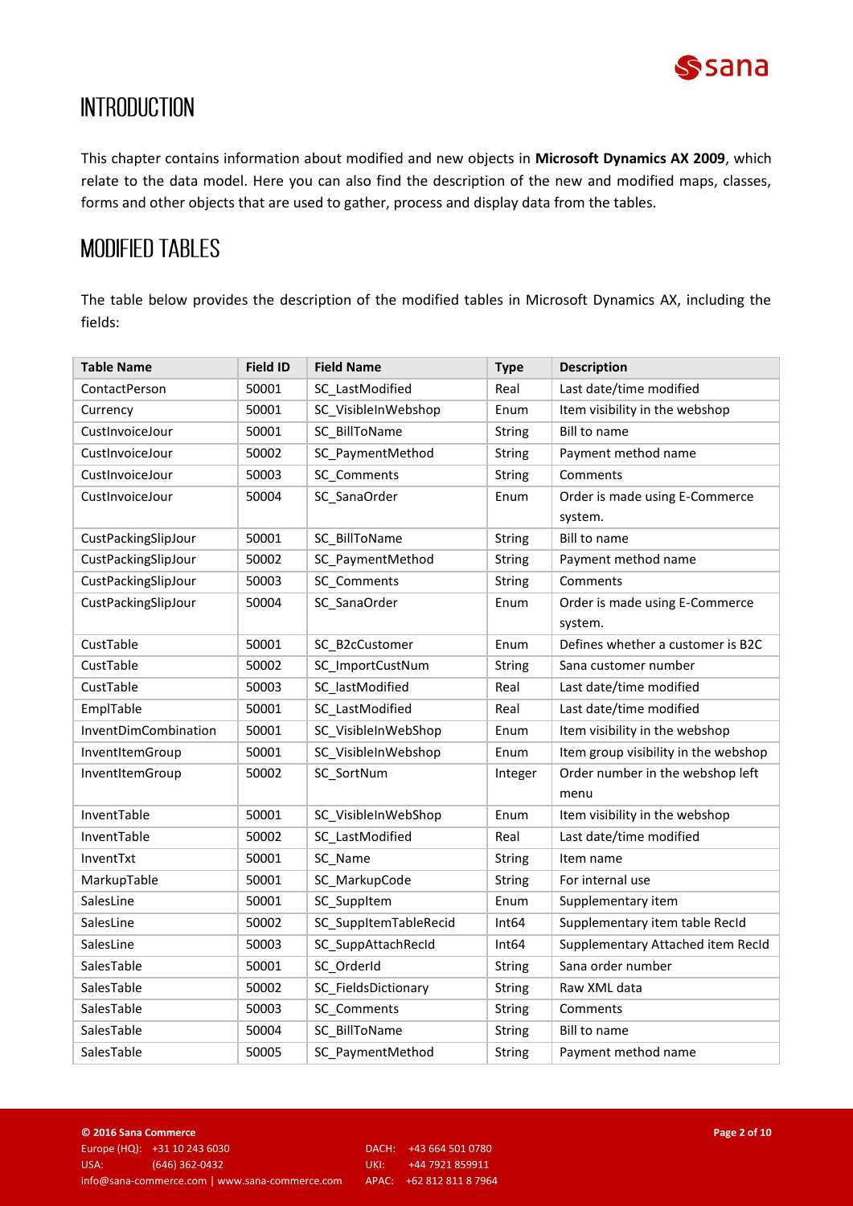# INTRODUCTION

This chapter contains information about modified and new objects in **Microsoft Dynamics AX 2009**, which relate to the data model. Here you can also find the description of the new and modified maps, classes, forms and other objects that are used to gather, process and display data from the tables.

## MODIFIED TABLES

The table below provides the description of the modified tables in Microsoft Dynamics AX, including the fields:

| Table Name | Field ID | Field Name | Type | Description |
|---|---|---|---|---|
| ContactPerson | 50001 | SC_LastModified | Real | Last date/time modified |
| Currency | 50001 | SC_VisibleInWebshop | Enum | Item visibility in the webshop |
| CustInvoiceJour | 50001 | SC_BillToName | String | Bill to name |
| CustInvoiceJour | 50002 | SC_PaymentMethod | String | Payment method name |
| CustInvoiceJour | 50003 | SC_Comments | String | Comments |
| CustInvoiceJour | 50004 | SC_SanaOrder | Enum | Order is made using E-Commerce system. |
| CustPackingSlipJour | 50001 | SC_BillToName | String | Bill to name |
| CustPackingSlipJour | 50002 | SC_PaymentMethod | String | Payment method name |
| CustPackingSlipJour | 50003 | SC_Comments | String | Comments |
| CustPackingSlipJour | 50004 | SC_SanaOrder | Enum | Order is made using E-Commerce system. |
| CustTable | 50001 | SC_B2cCustomer | Enum | Defines whether a customer is B2C |
| CustTable | 50002 | SC_ImportCustNum | String | Sana customer number |
| CustTable | 50003 | SC_lastModified | Real | Last date/time modified |
| EmplTable | 50001 | SC_LastModified | Real | Last date/time modified |
| InventDimCombination | 50001 | SC_VisibleInWebShop | Enum | Item visibility in the webshop |
| InventItemGroup | 50001 | SC_VisibleInWebshop | Enum | Item group visibility in the webshop |
| InventItemGroup | 50002 | SC_SortNum | Integer | Order number in the webshop left menu |
| InventTable | 50001 | SC_VisibleInWebShop | Enum | Item visibility in the webshop |
| InventTable | 50002 | SC_LastModified | Real | Last date/time modified |
| InventTxt | 50001 | SC_Name | String | Item name |
| MarkupTable | 50001 | SC_MarkupCode | String | For internal use |
| SalesLine | 50001 | SC_SuppItem | Enum | Supplementary item |
| SalesLine | 50002 | SC_SuppItemTableRecid | Int64 | Supplementary item table RecId |
| SalesLine | 50003 | SC_SuppAttachRecId | Int64 | Supplementary Attached item RecId |
| SalesTable | 50001 | SC_OrderId | String | Sana order number |
| SalesTable | 50002 | SC_FieldsDictionary | String | Raw XML data |
| SalesTable | 50003 | SC_Comments | String | Comments |
| SalesTable | 50004 | SC_BillToName | String | Bill to name |
| SalesTable | 50005 | SC_PaymentMethod | String | Payment method name |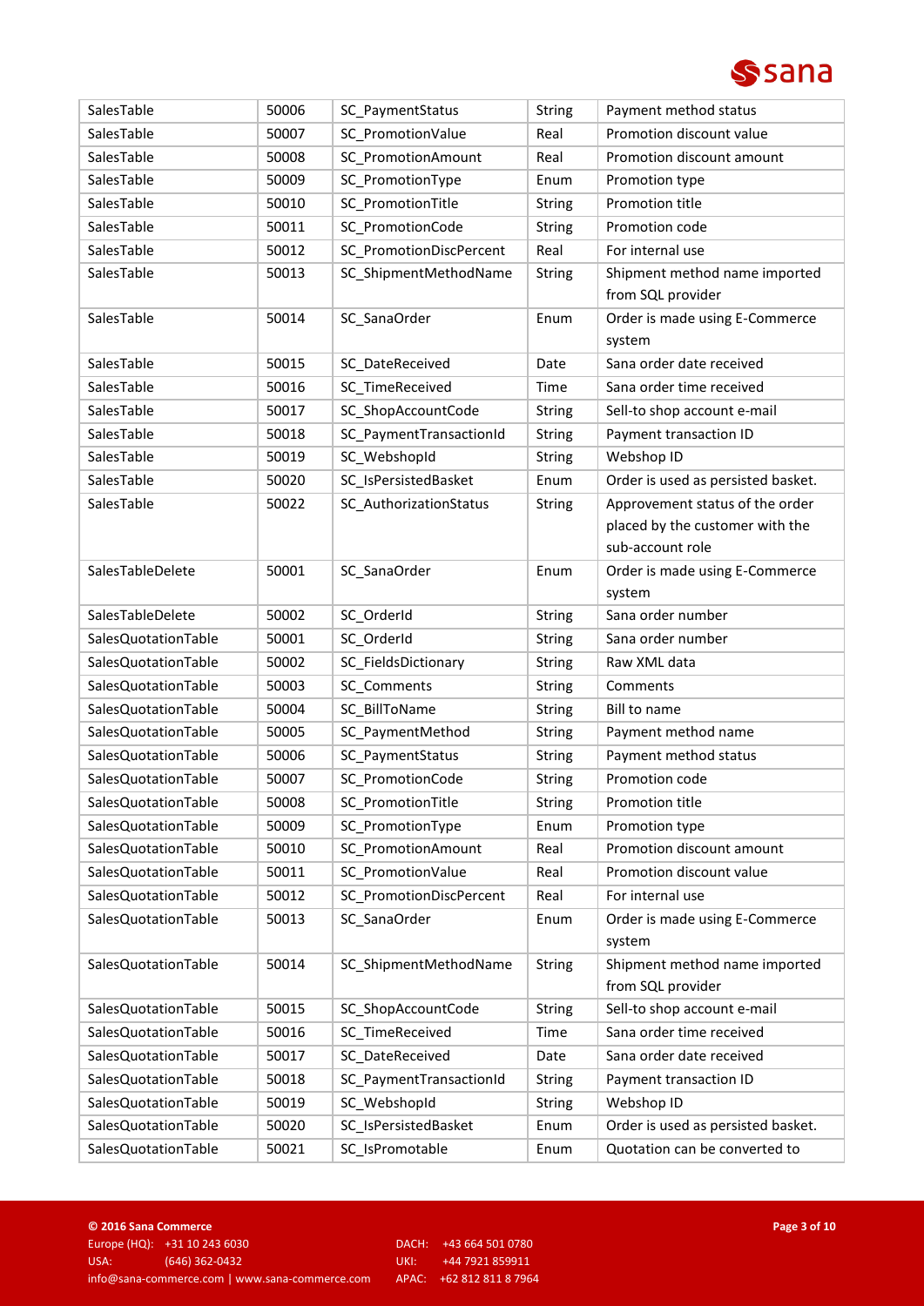| | | | | |
|---|---|---|---|---|
| SalesTable | 50006 | SC_PaymentStatus | String | Payment method status |
| SalesTable | 50007 | SC_PromotionValue | Real | Promotion discount value |
| SalesTable | 50008 | SC_PromotionAmount | Real | Promotion discount amount |
| SalesTable | 50009 | SC_PromotionType | Enum | Promotion type |
| SalesTable | 50010 | SC_PromotionTitle | String | Promotion title |
| SalesTable | 50011 | SC_PromotionCode | String | Promotion code |
| SalesTable | 50012 | SC_PromotionDiscPercent | Real | For internal use |
| SalesTable | 50013 | SC_ShipmentMethodName | String | Shipment method name imported from SQL provider |
| SalesTable | 50014 | SC_SanaOrder | Enum | Order is made using E-Commerce system |
| SalesTable | 50015 | SC_DateReceived | Date | Sana order date received |
| SalesTable | 50016 | SC_TimeReceived | Time | Sana order time received |
| SalesTable | 50017 | SC_ShopAccountCode | String | Sell-to shop account e-mail |
| SalesTable | 50018 | SC_PaymentTransactionId | String | Payment transaction ID |
| SalesTable | 50019 | SC_WebshopId | String | Webshop ID |
| SalesTable | 50020 | SC_IsPersistedBasket | Enum | Order is used as persisted basket. |
| SalesTable | 50022 | SC_AuthorizationStatus | String | Approvement status of the order placed by the customer with the sub-account role |
| SalesTableDelete | 50001 | SC_SanaOrder | Enum | Order is made using E-Commerce system |
| SalesTableDelete | 50002 | SC_OrderId | String | Sana order number |
| SalesQuotationTable | 50001 | SC_OrderId | String | Sana order number |
| SalesQuotationTable | 50002 | SC_FieldsDictionary | String | Raw XML data |
| SalesQuotationTable | 50003 | SC_Comments | String | Comments |
| SalesQuotationTable | 50004 | SC_BillToName | String | Bill to name |
| SalesQuotationTable | 50005 | SC_PaymentMethod | String | Payment method name |
| SalesQuotationTable | 50006 | SC_PaymentStatus | String | Payment method status |
| SalesQuotationTable | 50007 | SC_PromotionCode | String | Promotion code |
| SalesQuotationTable | 50008 | SC_PromotionTitle | String | Promotion title |
| SalesQuotationTable | 50009 | SC_PromotionType | Enum | Promotion type |
| SalesQuotationTable | 50010 | SC_PromotionAmount | Real | Promotion discount amount |
| SalesQuotationTable | 50011 | SC_PromotionValue | Real | Promotion discount value |
| SalesQuotationTable | 50012 | SC_PromotionDiscPercent | Real | For internal use |
| SalesQuotationTable | 50013 | SC_SanaOrder | Enum | Order is made using E-Commerce system |
| SalesQuotationTable | 50014 | SC_ShipmentMethodName | String | Shipment method name imported from SQL provider |
| SalesQuotationTable | 50015 | SC_ShopAccountCode | String | Sell-to shop account e-mail |
| SalesQuotationTable | 50016 | SC_TimeReceived | Time | Sana order time received |
| SalesQuotationTable | 50017 | SC_DateReceived | Date | Sana order date received |
| SalesQuotationTable | 50018 | SC_PaymentTransactionId | String | Payment transaction ID |
| SalesQuotationTable | 50019 | SC_WebshopId | String | Webshop ID |
| SalesQuotationTable | 50020 | SC_IsPersistedBasket | Enum | Order is used as persisted basket. |
| SalesQuotationTable | 50021 | SC_IsPromotable | Enum | Quotation can be converted to |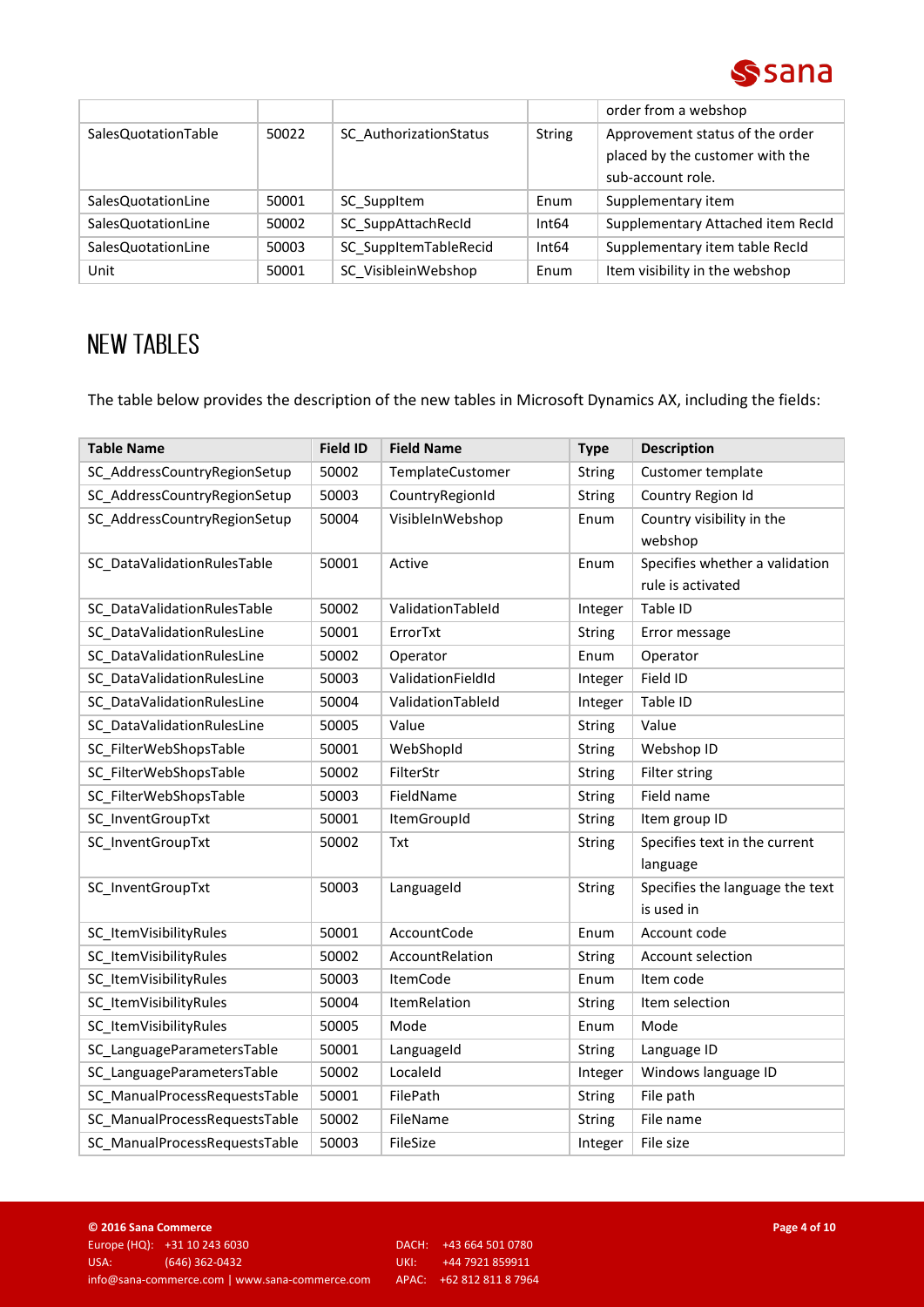| | | | | order from a webshop |
|---|---|---|---|---|
| SalesQuotationTable | 50022 | SC_AuthorizationStatus | String | Approvement status of the order placed by the customer with the sub-account role. |
| SalesQuotationLine | 50001 | SC_SuppItem | Enum | Supplementary item |
| SalesQuotationLine | 50002 | SC_SuppAttachRecId | Int64 | Supplementary Attached item RecId |
| SalesQuotationLine | 50003 | SC_SuppItemTableRecid | Int64 | Supplementary item table RecId |
| Unit | 50001 | SC_VisibleinWebshop | Enum | Item visibility in the webshop |

# NEW TABLES

The table below provides the description of the new tables in Microsoft Dynamics AX, including the fields:

| Table Name | Field ID | Field Name | Type | Description |
|---|---|---|---|---|
| SC_AddressCountryRegionSetup | 50002 | TemplateCustomer | String | Customer template |
| SC_AddressCountryRegionSetup | 50003 | CountryRegionId | String | Country Region Id |
| SC_AddressCountryRegionSetup | 50004 | VisibleInWebshop | Enum | Country visibility in the webshop |
| SC_DataValidationRulesTable | 50001 | Active | Enum | Specifies whether a validation rule is activated |
| SC_DataValidationRulesTable | 50002 | ValidationTableId | Integer | Table ID |
| SC_DataValidationRulesLine | 50001 | ErrorTxt | String | Error message |
| SC_DataValidationRulesLine | 50002 | Operator | Enum | Operator |
| SC_DataValidationRulesLine | 50003 | ValidationFieldId | Integer | Field ID |
| SC_DataValidationRulesLine | 50004 | ValidationTableId | Integer | Table ID |
| SC_DataValidationRulesLine | 50005 | Value | String | Value |
| SC_FilterWebShopsTable | 50001 | WebShopId | String | Webshop ID |
| SC_FilterWebShopsTable | 50002 | FilterStr | String | Filter string |
| SC_FilterWebShopsTable | 50003 | FieldName | String | Field name |
| SC_InventGroupTxt | 50001 | ItemGroupId | String | Item group ID |
| SC_InventGroupTxt | 50002 | Txt | String | Specifies text in the current language |
| SC_InventGroupTxt | 50003 | LanguageId | String | Specifies the language the text is used in |
| SC_ItemVisibilityRules | 50001 | AccountCode | Enum | Account code |
| SC_ItemVisibilityRules | 50002 | AccountRelation | String | Account selection |
| SC_ItemVisibilityRules | 50003 | ItemCode | Enum | Item code |
| SC_ItemVisibilityRules | 50004 | ItemRelation | String | Item selection |
| SC_ItemVisibilityRules | 50005 | Mode | Enum | Mode |
| SC_LanguageParametersTable | 50001 | LanguageId | String | Language ID |
| SC_LanguageParametersTable | 50002 | LocaleId | Integer | Windows language ID |
| SC_ManualProcessRequestsTable | 50001 | FilePath | String | File path |
| SC_ManualProcessRequestsTable | 50002 | FileName | String | File name |
| SC_ManualProcessRequestsTable | 50003 | FileSize | Integer | File size |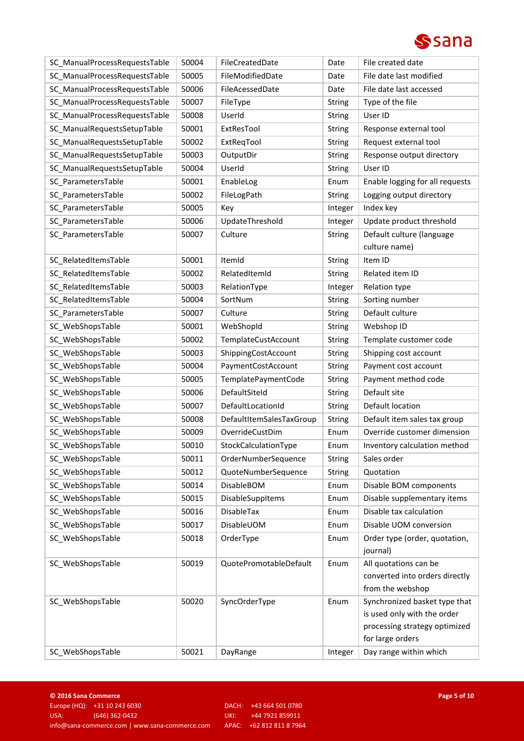| SC_ManualProcessRequestsTable | 50004 | FileCreatedDate | Date | File created date |
|---|---|---|---|---|
| SC_ManualProcessRequestsTable | 50005 | FileModifiedDate | Date | File date last modified |
| SC_ManualProcessRequestsTable | 50006 | FileAcessedDate | Date | File date last accessed |
| SC_ManualProcessRequestsTable | 50007 | FileType | String | Type of the file |
| SC_ManualProcessRequestsTable | 50008 | UserId | String | User ID |
| SC_ManualRequestsSetupTable | 50001 | ExtResTool | String | Response external tool |
| SC_ManualRequestsSetupTable | 50002 | ExtReqTool | String | Request external tool |
| SC_ManualRequestsSetupTable | 50003 | OutputDir | String | Response output directory |
| SC_ManualRequestsSetupTable | 50004 | UserId | String | User ID |
| SC_ParametersTable | 50001 | EnableLog | Enum | Enable logging for all requests |
| SC_ParametersTable | 50002 | FileLogPath | String | Logging output directory |
| SC_ParametersTable | 50005 | Key | Integer | Index key |
| SC_ParametersTable | 50006 | UpdateThreshold | Integer | Update product threshold |
| SC_ParametersTable | 50007 | Culture | String | Default culture (language culture name) |
| SC_RelatedItemsTable | 50001 | ItemId | String | Item ID |
| SC_RelatedItemsTable | 50002 | RelatedItemId | String | Related item ID |
| SC_RelatedItemsTable | 50003 | RelationType | Integer | Relation type |
| SC_RelatedItemsTable | 50004 | SortNum | String | Sorting number |
| SC_ParametersTable | 50007 | Culture | String | Default culture |
| SC_WebShopsTable | 50001 | WebShopId | String | Webshop ID |
| SC_WebShopsTable | 50002 | TemplateCustAccount | String | Template customer code |
| SC_WebShopsTable | 50003 | ShippingCostAccount | String | Shipping cost account |
| SC_WebShopsTable | 50004 | PaymentCostAccount | String | Payment cost account |
| SC_WebShopsTable | 50005 | TemplatePaymentCode | String | Payment method code |
| SC_WebShopsTable | 50006 | DefaultSiteId | String | Default site |
| SC_WebShopsTable | 50007 | DefaultLocationId | String | Default location |
| SC_WebShopsTable | 50008 | DefaultItemSalesTaxGroup | String | Default item sales tax group |
| SC_WebShopsTable | 50009 | OverrideCustDim | Enum | Override customer dimension |
| SC_WebShopsTable | 50010 | StockCalculationType | Enum | Inventory calculation method |
| SC_WebShopsTable | 50011 | OrderNumberSequence | String | Sales order |
| SC_WebShopsTable | 50012 | QuoteNumberSequence | String | Quotation |
| SC_WebShopsTable | 50014 | DisableBOM | Enum | Disable BOM components |
| SC_WebShopsTable | 50015 | DisableSuppItems | Enum | Disable supplementary items |
| SC_WebShopsTable | 50016 | DisableTax | Enum | Disable tax calculation |
| SC_WebShopsTable | 50017 | DisableUOM | Enum | Disable UOM conversion |
| SC_WebShopsTable | 50018 | OrderType | Enum | Order type (order, quotation, journal) |
| SC_WebShopsTable | 50019 | QuotePromotableDefault | Enum | All quotations can be converted into orders directly from the webshop |
| SC_WebShopsTable | 50020 | SyncOrderType | Enum | Synchronized basket type that is used only with the order processing strategy optimized for large orders |
| SC_WebShopsTable | 50021 | DayRange | Integer | Day range within which |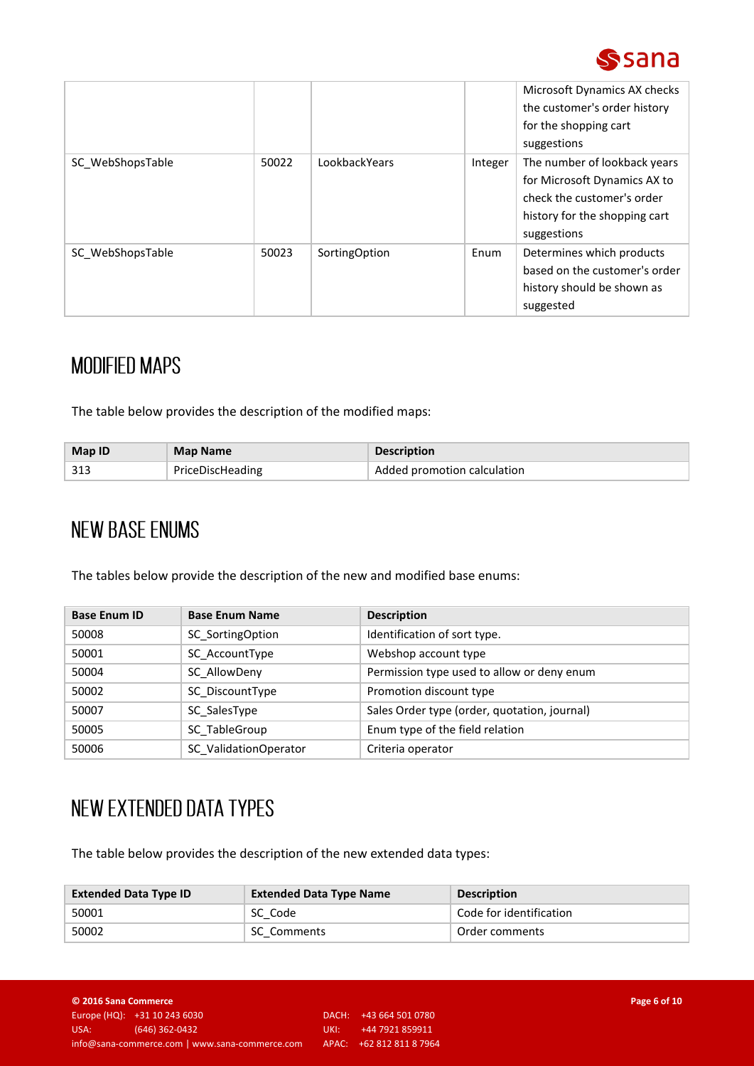|  |  |  |  | Microsoft Dynamics AX checks the customer's order history for the shopping cart suggestions |
| --- | --- | --- | --- | --- |
| SC_WebShopsTable | 50022 | LookbackYears | Integer | The number of lookback years for Microsoft Dynamics AX to check the customer's order history for the shopping cart suggestions |
| SC_WebShopsTable | 50023 | SortingOption | Enum | Determines which products based on the customer's order history should be shown as suggested |

## MODIFIED MAPS

The table below provides the description of the modified maps:

| Map ID | Map Name | Description |
| --- | --- | --- |
| 313 | PriceDiscHeading | Added promotion calculation |

## NEW BASE ENUMS

The tables below provide the description of the new and modified base enums:

| Base Enum ID | Base Enum Name | Description |
| --- | --- | --- |
| 50008 | SC_SortingOption | Identification of sort type. |
| 50001 | SC_AccountType | Webshop account type |
| 50004 | SC_AllowDeny | Permission type used to allow or deny enum |
| 50002 | SC_DiscountType | Promotion discount type |
| 50007 | SC_SalesType | Sales Order type (order, quotation, journal) |
| 50005 | SC_TableGroup | Enum type of the field relation |
| 50006 | SC_ValidationOperator | Criteria operator |

## NEW EXTENDED DATA TYPES

The table below provides the description of the new extended data types:

| Extended Data Type ID | Extended Data Type Name | Description |
| --- | --- | --- |
| 50001 | SC_Code | Code for identification |
| 50002 | SC_Comments | Order comments |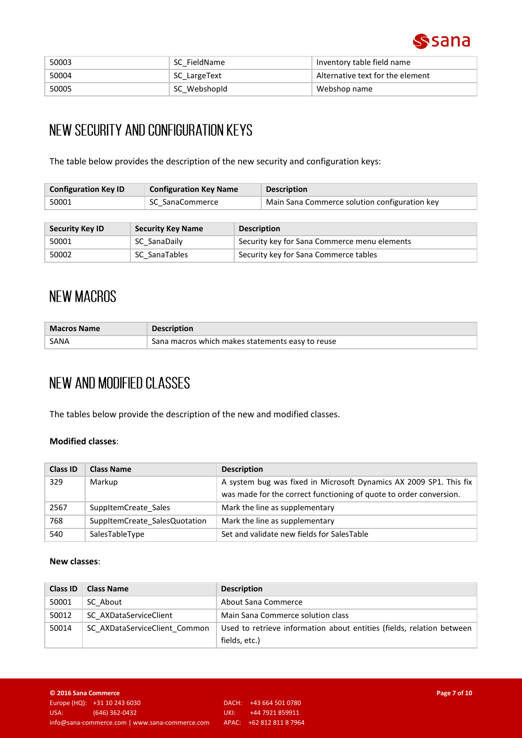| 50003 | SC_FieldName | Inventory table field name |
|---|---|---|
| 50004 | SC_LargeText | Alternative text for the element |
| 50005 | SC_WebshopId | Webshop name |

## NEW SECURITY AND CONFIGURATION KEYS

The table below provides the description of the new security and configuration keys:

| Configuration Key ID | Configuration Key Name | Description |
|---|---|---|
| 50001 | SC_SanaCommerce | Main Sana Commerce solution configuration key |

| Security Key ID | Security Key Name | Description |
|---|---|---|
| 50001 | SC_SanaDaily | Security key for Sana Commerce menu elements |
| 50002 | SC_SanaTables | Security key for Sana Commerce tables |

## NEW MACROS

| Macros Name | Description |
|---|---|
| SANA | Sana macros which makes statements easy to reuse |

## NEW AND MODIFIED CLASSES

The tables below provide the description of the new and modified classes.

**Modified classes**:

| Class ID | Class Name | Description |
|---|---|---|
| 329 | Markup | A system bug was fixed in Microsoft Dynamics AX 2009 SP1. This fix was made for the correct functioning of quote to order conversion. |
| 2567 | SuppItemCreate_Sales | Mark the line as supplementary |
| 768 | SuppItemCreate_SalesQuotation | Mark the line as supplementary |
| 540 | SalesTableType | Set and validate new fields for SalesTable |

**New classes**:

| Class ID | Class Name | Description |
|---|---|---|
| 50001 | SC_About | About Sana Commerce |
| 50012 | SC_AXDataServiceClient | Main Sana Commerce solution class |
| 50014 | SC_AXDataServiceClient_Common | Used to retrieve information about entities (fields, relation between fields, etc.) |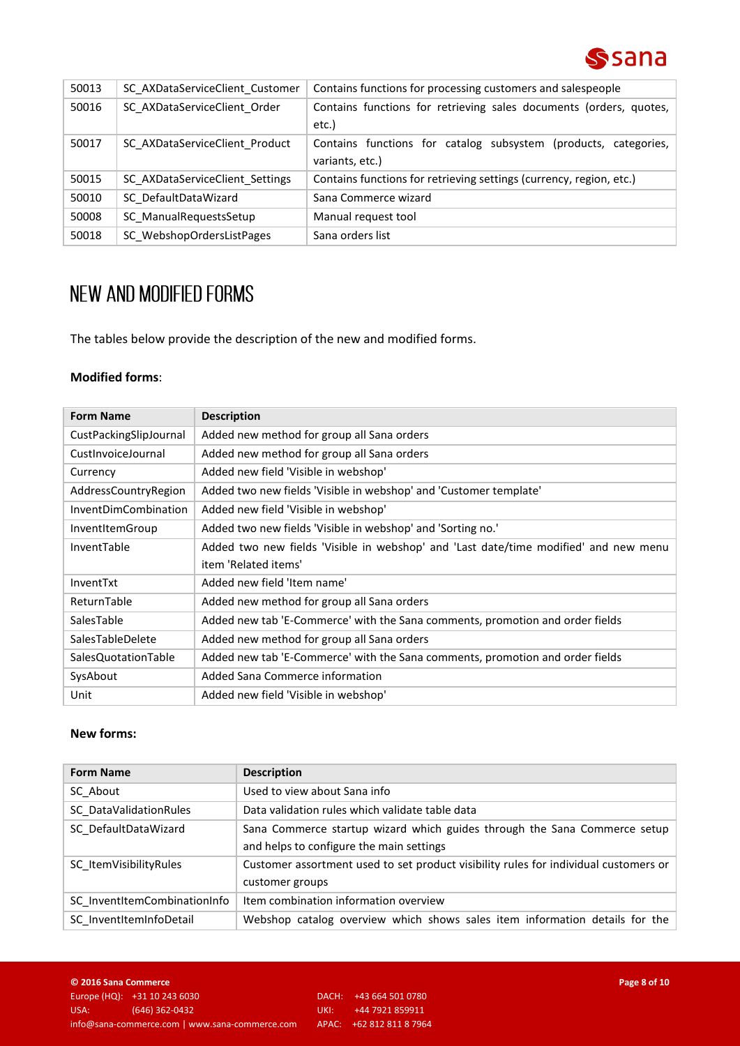| | | |
|---|---|---|
| 50013 | SC_AXDataServiceClient_Customer | Contains functions for processing customers and salespeople |
| 50016 | SC_AXDataServiceClient_Order | Contains functions for retrieving sales documents (orders, quotes, etc.) |
| 50017 | SC_AXDataServiceClient_Product | Contains functions for catalog subsystem (products, categories, variants, etc.) |
| 50015 | SC_AXDataServiceClient_Settings | Contains functions for retrieving settings (currency, region, etc.) |
| 50010 | SC_DefaultDataWizard | Sana Commerce wizard |
| 50008 | SC_ManualRequestsSetup | Manual request tool |
| 50018 | SC_WebshopOrdersListPages | Sana orders list |

# NEW AND MODIFIED FORMS

The tables below provide the description of the new and modified forms.

**Modified forms**:

| Form Name | Description |
|---|---|
| CustPackingSlipJournal | Added new method for group all Sana orders |
| CustInvoiceJournal | Added new method for group all Sana orders |
| Currency | Added new field 'Visible in webshop' |
| AddressCountryRegion | Added two new fields 'Visible in webshop' and 'Customer template' |
| InventDimCombination | Added new field 'Visible in webshop' |
| InventItemGroup | Added two new fields 'Visible in webshop' and 'Sorting no.' |
| InventTable | Added two new fields 'Visible in webshop' and 'Last date/time modified' and new menu item 'Related items' |
| InventTxt | Added new field 'Item name' |
| ReturnTable | Added new method for group all Sana orders |
| SalesTable | Added new tab 'E-Commerce' with the Sana comments, promotion and order fields |
| SalesTableDelete | Added new method for group all Sana orders |
| SalesQuotationTable | Added new tab 'E-Commerce' with the Sana comments, promotion and order fields |
| SysAbout | Added Sana Commerce information |
| Unit | Added new field 'Visible in webshop' |

**New forms:**

| Form Name | Description |
|---|---|
| SC_About | Used to view about Sana info |
| SC_DataValidationRules | Data validation rules which validate table data |
| SC_DefaultDataWizard | Sana Commerce startup wizard which guides through the Sana Commerce setup and helps to configure the main settings |
| SC_ItemVisibilityRules | Customer assortment used to set product visibility rules for individual customers or customer groups |
| SC_InventItemCombinationInfo | Item combination information overview |
| SC_InventItemInfoDetail | Webshop catalog overview which shows sales item information details for the |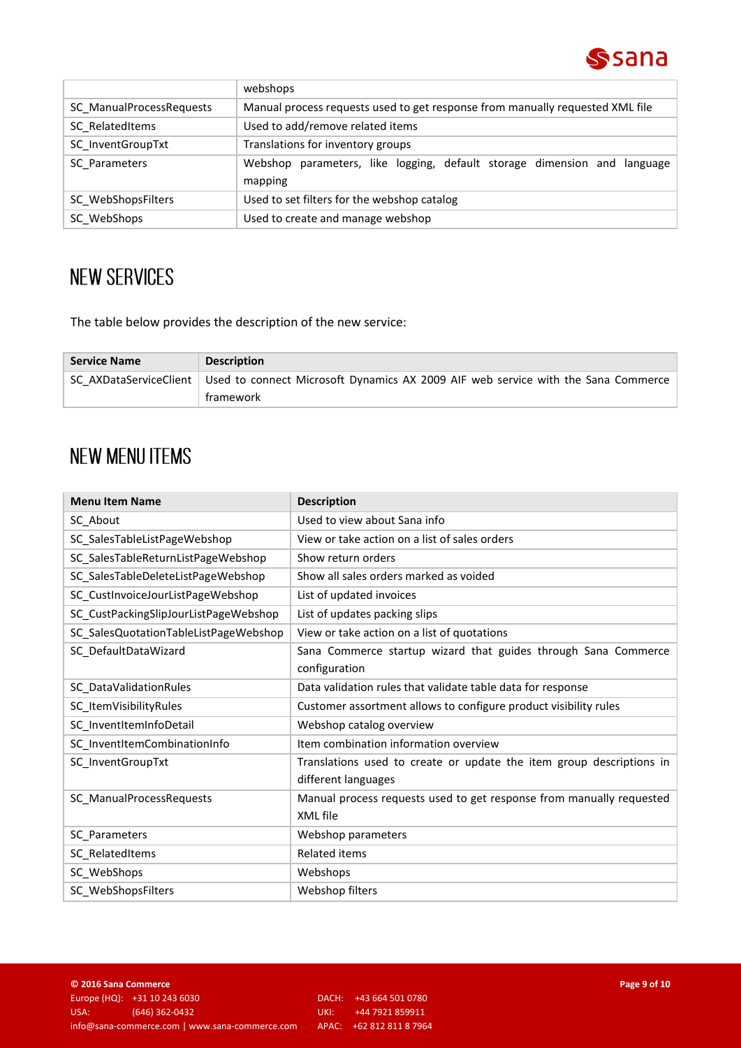|  |  |
| --- | --- |
|  | webshops |
| SC_ManualProcessRequests | Manual process requests used to get response from manually requested XML file |
| SC_RelatedItems | Used to add/remove related items |
| SC_InventGroupTxt | Translations for inventory groups |
| SC_Parameters | Webshop parameters, like logging, default storage dimension and language mapping |
| SC_WebShopsFilters | Used to set filters for the webshop catalog |
| SC_WebShops | Used to create and manage webshop |

## NEW SERVICES

The table below provides the description of the new service:

| Service Name | Description |
| --- | --- |
| SC_AXDataServiceClient | Used to connect Microsoft Dynamics AX 2009 AIF web service with the Sana Commerce framework |

## NEW MENU ITEMS

| Menu Item Name | Description |
| --- | --- |
| SC_About | Used to view about Sana info |
| SC_SalesTableListPageWebshop | View or take action on a list of sales orders |
| SC_SalesTableReturnListPageWebshop | Show return orders |
| SC_SalesTableDeleteListPageWebshop | Show all sales orders marked as voided |
| SC_CustInvoiceJourListPageWebshop | List of updated invoices |
| SC_CustPackingSlipJourListPageWebshop | List of updates packing slips |
| SC_SalesQuotationTableListPageWebshop | View or take action on a list of quotations |
| SC_DefaultDataWizard | Sana Commerce startup wizard that guides through Sana Commerce configuration |
| SC_DataValidationRules | Data validation rules that validate table data for response |
| SC_ItemVisibilityRules | Customer assortment allows to configure product visibility rules |
| SC_InventItemInfoDetail | Webshop catalog overview |
| SC_InventItemCombinationInfo | Item combination information overview |
| SC_InventGroupTxt | Translations used to create or update the item group descriptions in different languages |
| SC_ManualProcessRequests | Manual process requests used to get response from manually requested XML file |
| SC_Parameters | Webshop parameters |
| SC_RelatedItems | Related items |
| SC_WebShops | Webshops |
| SC_WebShopsFilters | Webshop filters |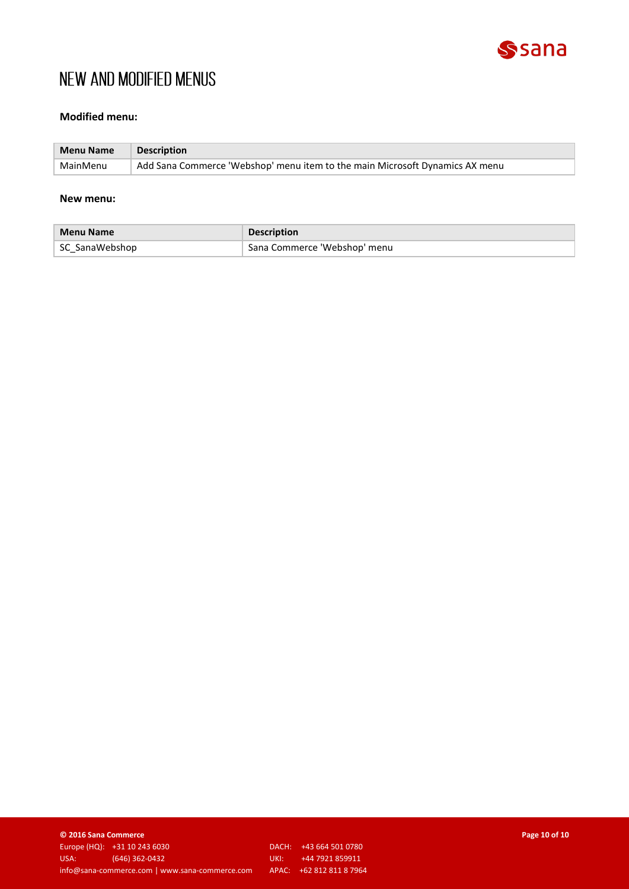# NEW AND MODIFIED MENUS

**Modified menu:**

| Menu Name | Description |
|---|---|
| MainMenu | Add Sana Commerce 'Webshop' menu item to the main Microsoft Dynamics AX menu |

**New menu:**

| Menu Name | Description |
|---|---|
| SC_SanaWebshop | Sana Commerce 'Webshop' menu |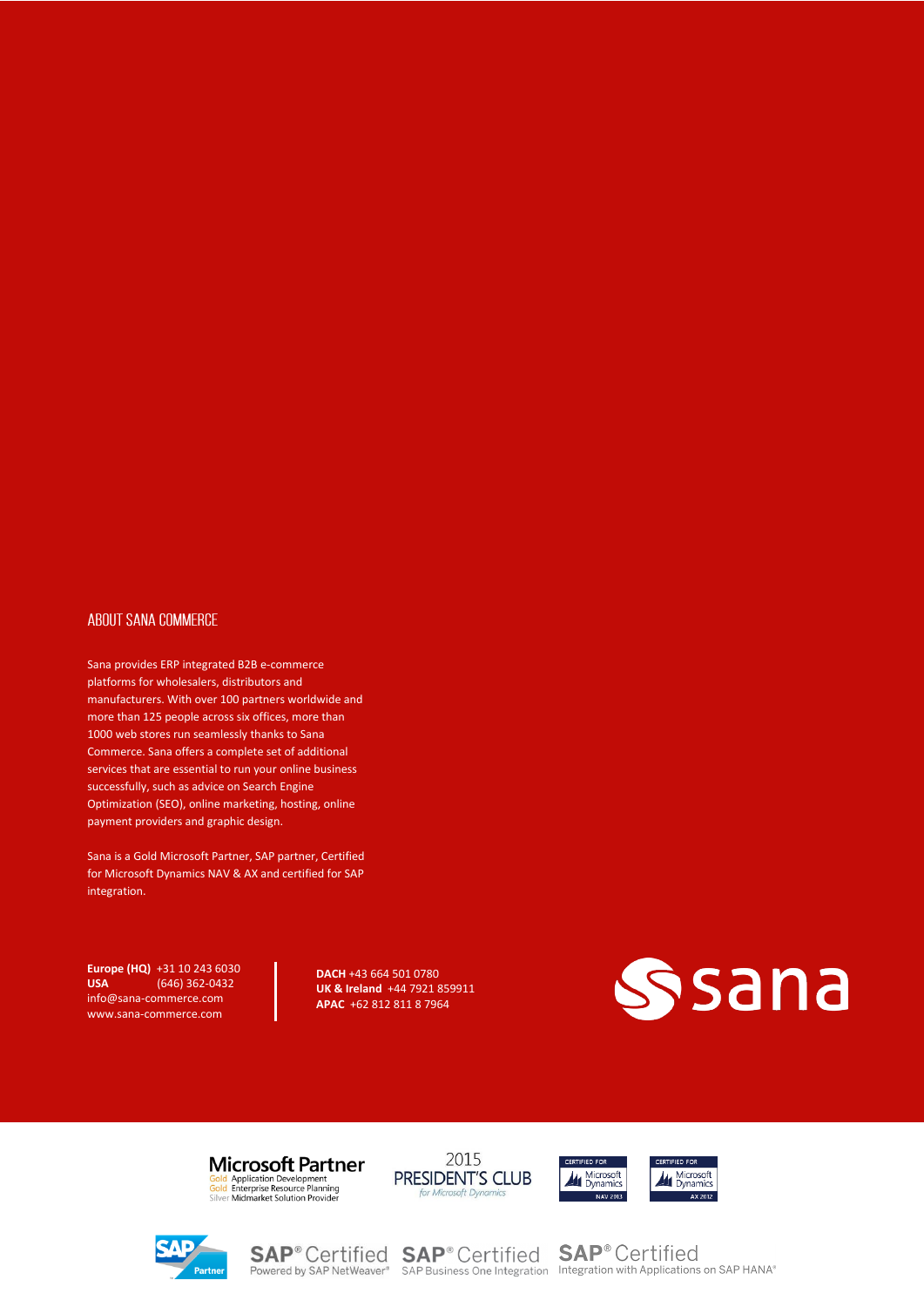## ABOUT SANA COMMERCE

Sana provides ERP integrated B2B e-commerce platforms for wholesalers, distributors and manufacturers. With over 100 partners worldwide and more than 125 people across six offices, more than 1000 web stores run seamlessly thanks to Sana Commerce. Sana offers a complete set of additional services that are essential to run your online business successfully, such as advice on Search Engine Optimization (SEO), online marketing, hosting, online payment providers and graphic design.

Sana is a Gold Microsoft Partner, SAP partner, Certified for Microsoft Dynamics NAV & AX and certified for SAP integration.

**Europe (HQ)** +31 10 243 6030
**USA** (646) 362-0432
info@sana-commerce.com
www.sana-commerce.com

**DACH** +43 664 501 0780
**UK & Ireland** +44 7921 859911
**APAC** +62 812 811 8 7964

sana

Microsoft Partner
Gold Application Development
Gold Enterprise Resource Planning
Silver Midmarket Solution Provider

2015 PRESIDENT'S CLUB for Microsoft Dynamics

CERTIFIED FOR Microsoft Dynamics NAV 2013

CERTIFIED FOR Microsoft Dynamics AX 2012

SAP Partner

SAP® Certified Powered by SAP NetWeaver®

SAP® Certified SAP Business One Integration

SAP® Certified Integration with Applications on SAP HANA®